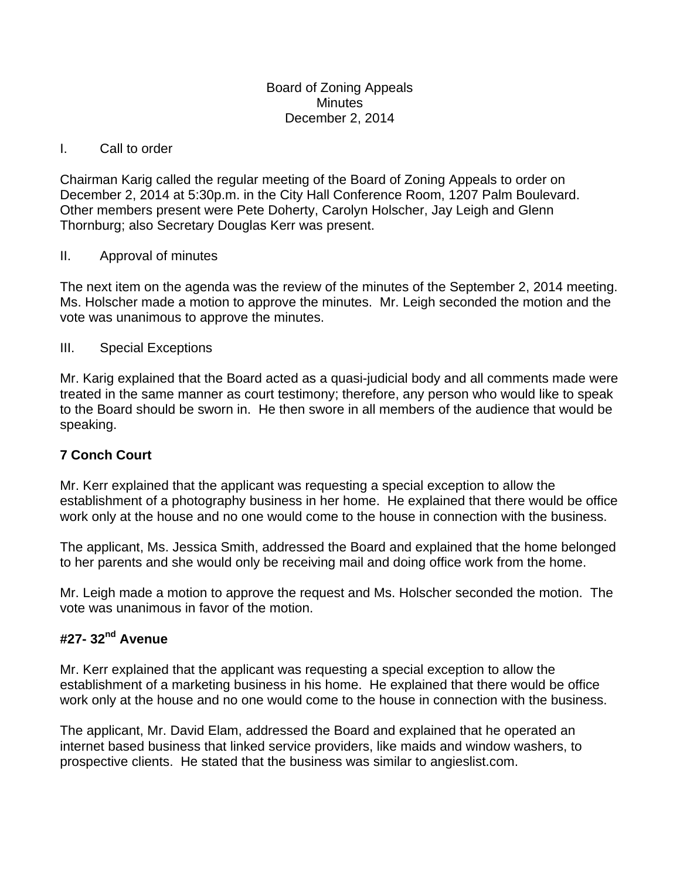Board of Zoning Appeals
Minutes
December 2, 2014

I. Call to order

Chairman Karig called the regular meeting of the Board of Zoning Appeals to order on December 2, 2014 at 5:30p.m. in the City Hall Conference Room, 1207 Palm Boulevard. Other members present were Pete Doherty, Carolyn Holscher, Jay Leigh and Glenn Thornburg; also Secretary Douglas Kerr was present.

II. Approval of minutes

The next item on the agenda was the review of the minutes of the September 2, 2014 meeting. Ms. Holscher made a motion to approve the minutes. Mr. Leigh seconded the motion and the vote was unanimous to approve the minutes.

III. Special Exceptions

Mr. Karig explained that the Board acted as a quasi-judicial body and all comments made were treated in the same manner as court testimony; therefore, any person who would like to speak to the Board should be sworn in. He then swore in all members of the audience that would be speaking.

**7 Conch Court**

Mr. Kerr explained that the applicant was requesting a special exception to allow the establishment of a photography business in her home. He explained that there would be office work only at the house and no one would come to the house in connection with the business.

The applicant, Ms. Jessica Smith, addressed the Board and explained that the home belonged to her parents and she would only be receiving mail and doing office work from the home.

Mr. Leigh made a motion to approve the request and Ms. Holscher seconded the motion. The vote was unanimous in favor of the motion.

**#27- 32nd Avenue**

Mr. Kerr explained that the applicant was requesting a special exception to allow the establishment of a marketing business in his home. He explained that there would be office work only at the house and no one would come to the house in connection with the business.

The applicant, Mr. David Elam, addressed the Board and explained that he operated an internet based business that linked service providers, like maids and window washers, to prospective clients. He stated that the business was similar to angieslist.com.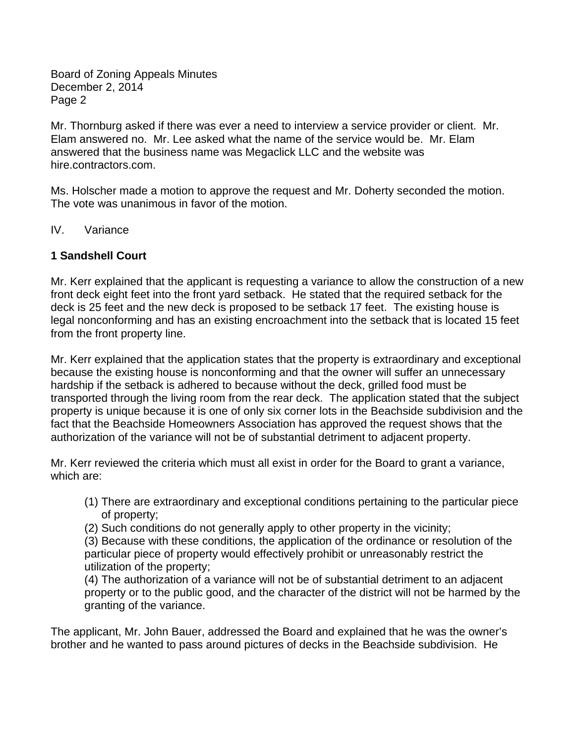Mr. Thornburg asked if there was ever a need to interview a service provider or client. Mr. Elam answered no. Mr. Lee asked what the name of the service would be. Mr. Elam answered that the business name was Megaclick LLC and the website was hire.contractors.com.

Ms. Holscher made a motion to approve the request and Mr. Doherty seconded the motion. The vote was unanimous in favor of the motion.

IV. Variance

**1 Sandshell Court**

Mr. Kerr explained that the applicant is requesting a variance to allow the construction of a new front deck eight feet into the front yard setback. He stated that the required setback for the deck is 25 feet and the new deck is proposed to be setback 17 feet. The existing house is legal nonconforming and has an existing encroachment into the setback that is located 15 feet from the front property line.

Mr. Kerr explained that the application states that the property is extraordinary and exceptional because the existing house is nonconforming and that the owner will suffer an unnecessary hardship if the setback is adhered to because without the deck, grilled food must be transported through the living room from the rear deck. The application stated that the subject property is unique because it is one of only six corner lots in the Beachside subdivision and the fact that the Beachside Homeowners Association has approved the request shows that the authorization of the variance will not be of substantial detriment to adjacent property.

Mr. Kerr reviewed the criteria which must all exist in order for the Board to grant a variance, which are:

(1) There are extraordinary and exceptional conditions pertaining to the particular piece of property;
(2) Such conditions do not generally apply to other property in the vicinity;
(3) Because with these conditions, the application of the ordinance or resolution of the particular piece of property would effectively prohibit or unreasonably restrict the utilization of the property;
(4) The authorization of a variance will not be of substantial detriment to an adjacent property or to the public good, and the character of the district will not be harmed by the granting of the variance.

The applicant, Mr. John Bauer, addressed the Board and explained that he was the owner's brother and he wanted to pass around pictures of decks in the Beachside subdivision. He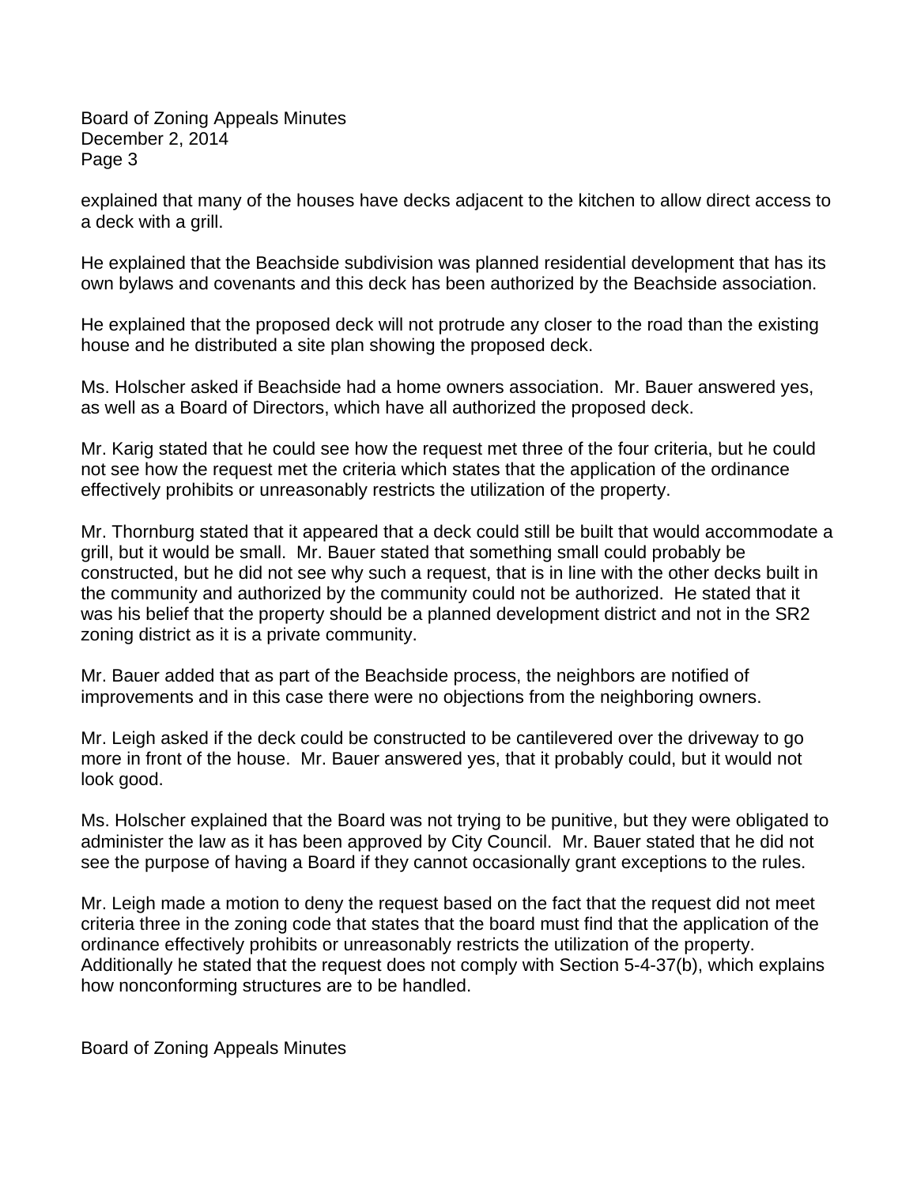explained that many of the houses have decks adjacent to the kitchen to allow direct access to a deck with a grill.

He explained that the Beachside subdivision was planned residential development that has its own bylaws and covenants and this deck has been authorized by the Beachside association.

He explained that the proposed deck will not protrude any closer to the road than the existing house and he distributed a site plan showing the proposed deck.

Ms. Holscher asked if Beachside had a home owners association. Mr. Bauer answered yes, as well as a Board of Directors, which have all authorized the proposed deck.

Mr. Karig stated that he could see how the request met three of the four criteria, but he could not see how the request met the criteria which states that the application of the ordinance effectively prohibits or unreasonably restricts the utilization of the property.

Mr. Thornburg stated that it appeared that a deck could still be built that would accommodate a grill, but it would be small. Mr. Bauer stated that something small could probably be constructed, but he did not see why such a request, that is in line with the other decks built in the community and authorized by the community could not be authorized. He stated that it was his belief that the property should be a planned development district and not in the SR2 zoning district as it is a private community.

Mr. Bauer added that as part of the Beachside process, the neighbors are notified of improvements and in this case there were no objections from the neighboring owners.

Mr. Leigh asked if the deck could be constructed to be cantilevered over the driveway to go more in front of the house. Mr. Bauer answered yes, that it probably could, but it would not look good.

Ms. Holscher explained that the Board was not trying to be punitive, but they were obligated to administer the law as it has been approved by City Council. Mr. Bauer stated that he did not see the purpose of having a Board if they cannot occasionally grant exceptions to the rules.

Mr. Leigh made a motion to deny the request based on the fact that the request did not meet criteria three in the zoning code that states that the board must find that the application of the ordinance effectively prohibits or unreasonably restricts the utilization of the property. Additionally he stated that the request does not comply with Section 5-4-37(b), which explains how nonconforming structures are to be handled.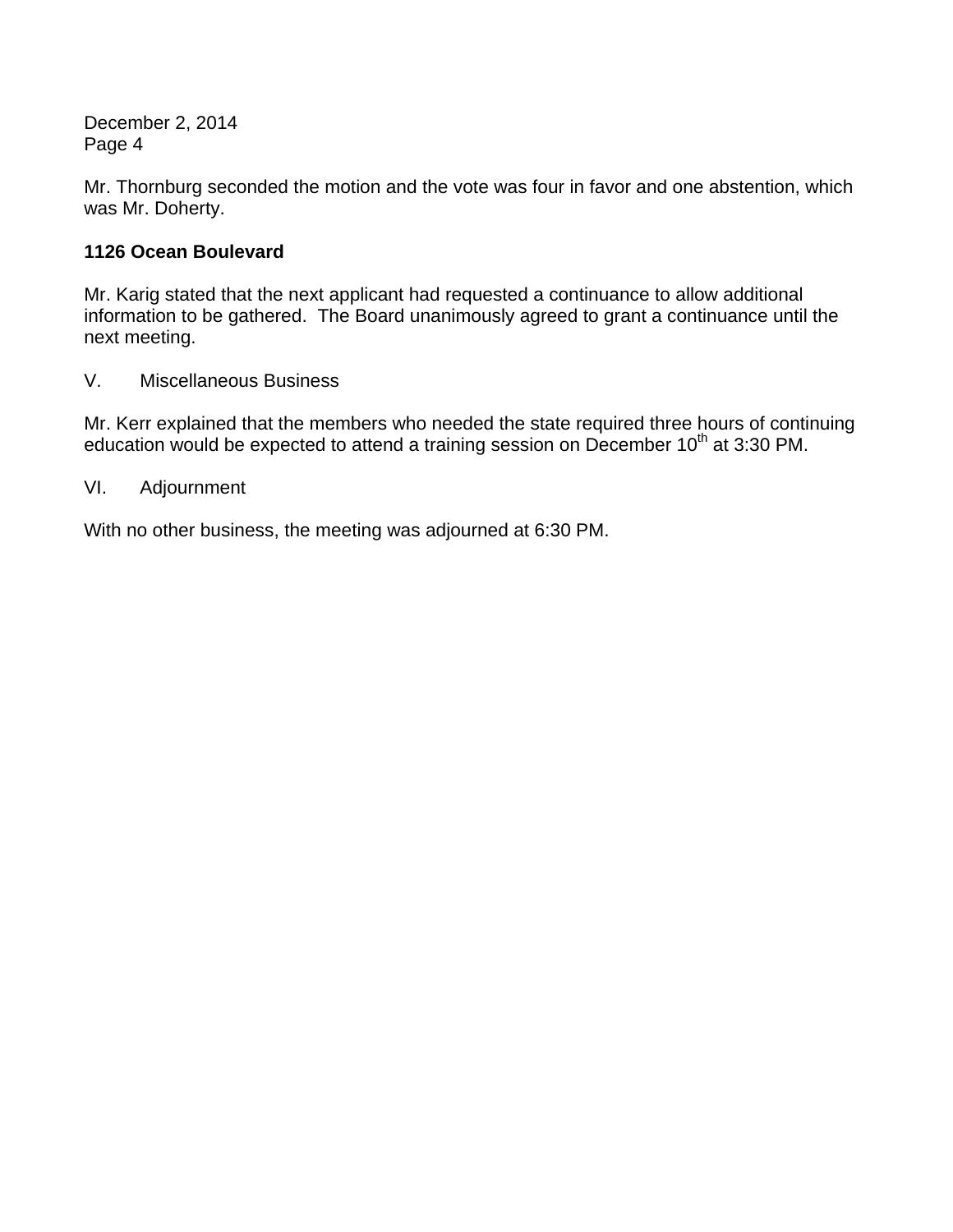Mr. Thornburg seconded the motion and the vote was four in favor and one abstention, which was Mr. Doherty.

**1126 Ocean Boulevard**

Mr. Karig stated that the next applicant had requested a continuance to allow additional information to be gathered. The Board unanimously agreed to grant a continuance until the next meeting.

V. Miscellaneous Business

Mr. Kerr explained that the members who needed the state required three hours of continuing education would be expected to attend a training session on December 10th at 3:30 PM.

VI. Adjournment

With no other business, the meeting was adjourned at 6:30 PM.